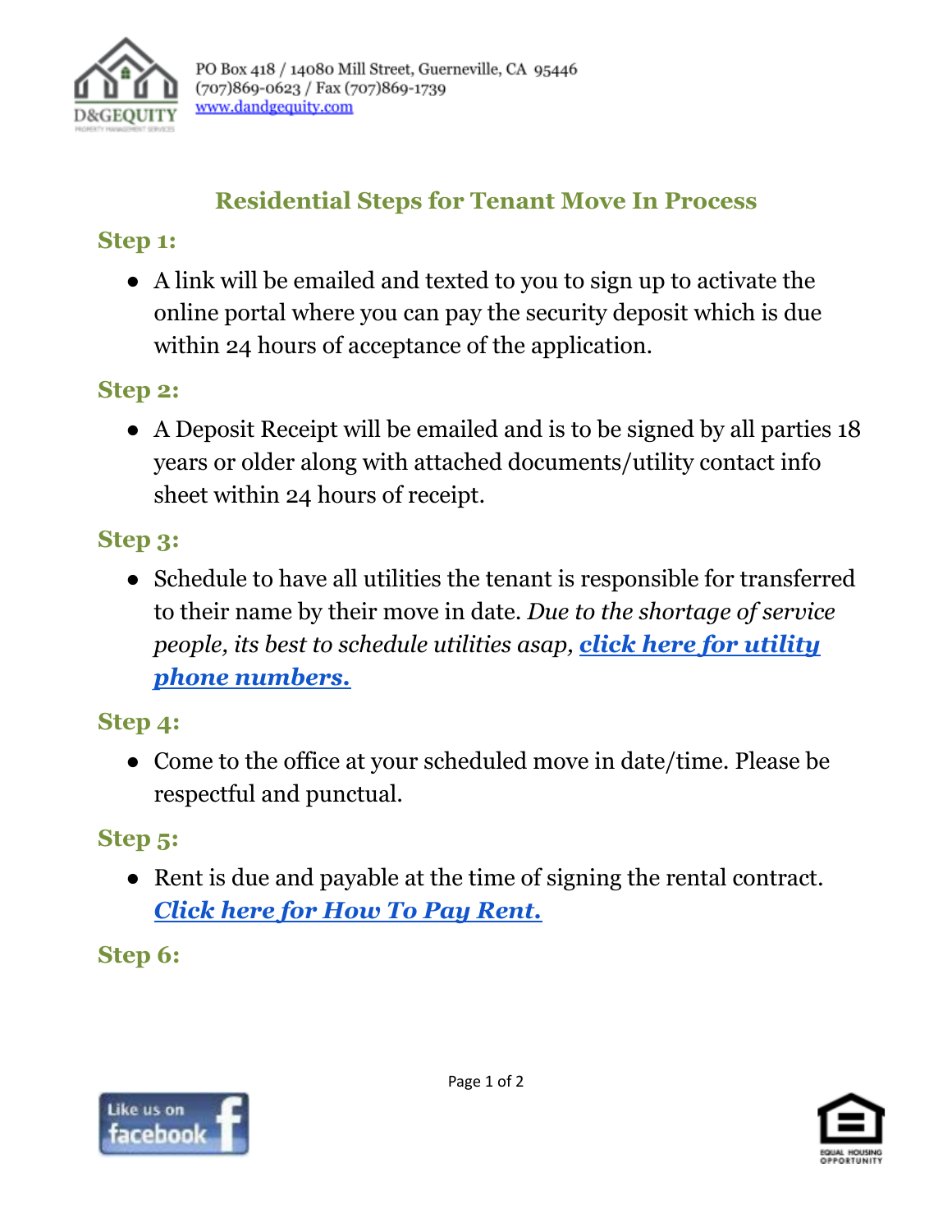PO Box 418 / 14080 Mill Street, Guerneville, CA 95446
(707)869-0623 / Fax (707)869-1739
www.dandgequity.com

# Residential Steps for Tenant Move In Process

## Step 1:

- A link will be emailed and texted to you to sign up to activate the online portal where you can pay the security deposit which is due within 24 hours of acceptance of the application.

## Step 2:

- A Deposit Receipt will be emailed and is to be signed by all parties 18 years or older along with attached documents/utility contact info sheet within 24 hours of receipt.

## Step 3:

- Schedule to have all utilities the tenant is responsible for transferred to their name by their move in date. *Due to the shortage of service people, its best to schedule utilities asap,* ***click here for utility phone numbers.***

## Step 4:

- Come to the office at your scheduled move in date/time. Please be respectful and punctual.

## Step 5:

- Rent is due and payable at the time of signing the rental contract. ***Click here for How To Pay Rent.***

## Step 6: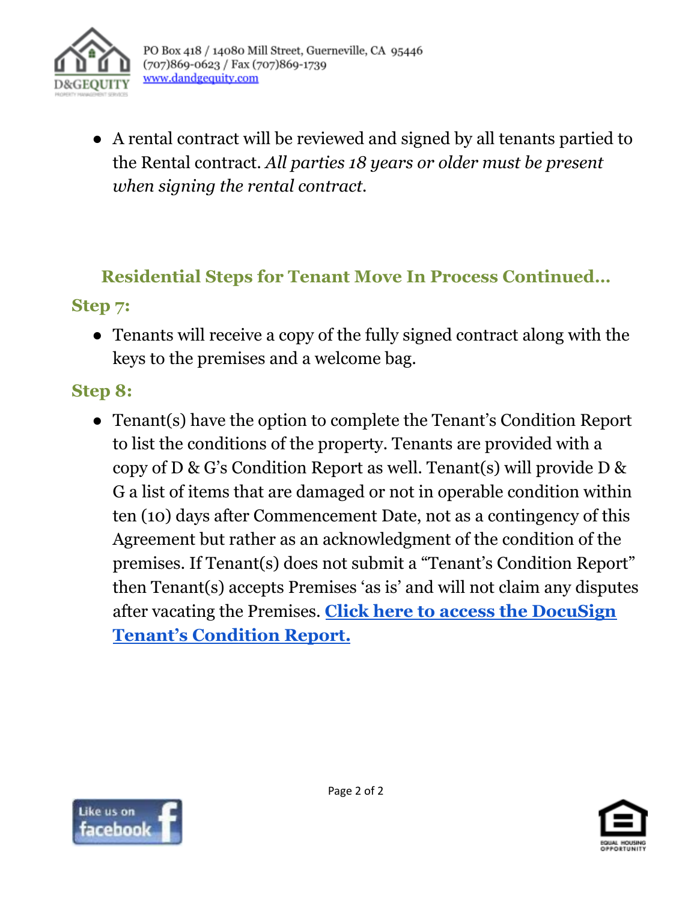- A rental contract will be reviewed and signed by all tenants partied to the Rental contract. *All parties 18 years or older must be present when signing the rental contract.*

## Residential Steps for Tenant Move In Process Continued…

### Step 7:

- Tenants will receive a copy of the fully signed contract along with the keys to the premises and a welcome bag.

### Step 8:

- Tenant(s) have the option to complete the Tenant's Condition Report to list the conditions of the property. Tenants are provided with a copy of D & G's Condition Report as well. Tenant(s) will provide D & G a list of items that are damaged or not in operable condition within ten (10) days after Commencement Date, not as a contingency of this Agreement but rather as an acknowledgment of the condition of the premises. If Tenant(s) does not submit a "Tenant's Condition Report" then Tenant(s) accepts Premises 'as is' and will not claim any disputes after vacating the Premises. **Click here to access the DocuSign Tenant's Condition Report.**